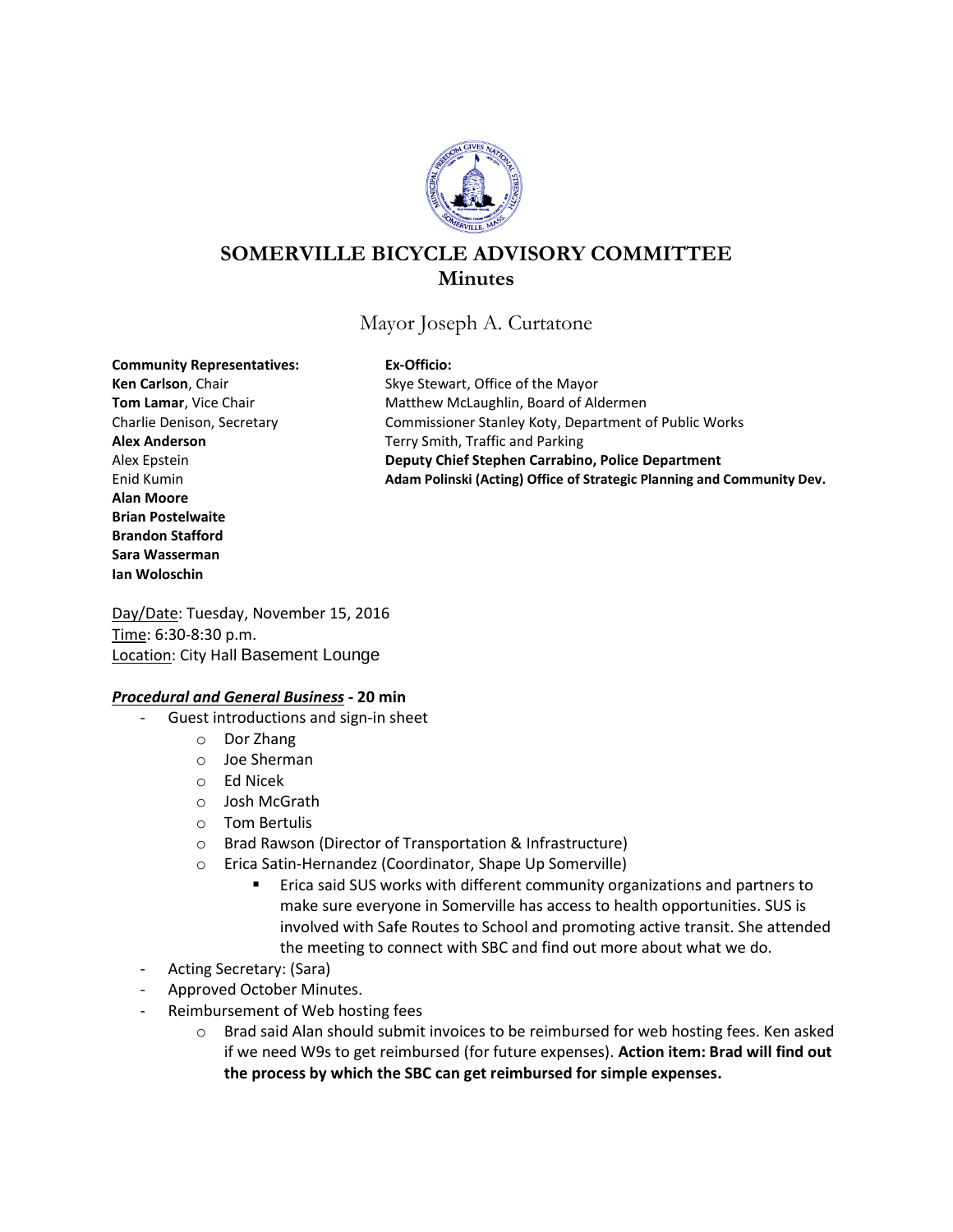# SOMERVILLE BICYCLE ADVISORY COMMITTEE
## Minutes

Mayor Joseph A. Curtatone

**Community Representatives:**
**Ken Carlson**, Chair
**Tom Lamar**, Vice Chair
Charlie Denison, Secretary
**Alex Anderson**
Alex Epstein
Enid Kumin
**Alan Moore**
**Brian Postelwaite**
**Brandon Stafford**
**Sara Wasserman**
**Ian Woloschin**

**Ex-Officio:**
Skye Stewart, Office of the Mayor
Matthew McLaughlin, Board of Aldermen
Commissioner Stanley Koty, Department of Public Works
Terry Smith, Traffic and Parking
**Deputy Chief Stephen Carrabino, Police Department**
**Adam Polinski (Acting) Office of Strategic Planning and Community Dev.**

Day/Date: Tuesday, November 15, 2016
Time: 6:30-8:30 p.m.
Location: City Hall Basement Lounge

***Procedural and General Business*** **- 20 min**

- Guest introductions and sign-in sheet
  - Dor Zhang
  - Joe Sherman
  - Ed Nicek
  - Josh McGrath
  - Tom Bertulis
  - Brad Rawson (Director of Transportation & Infrastructure)
  - Erica Satin-Hernandez (Coordinator, Shape Up Somerville)
    - Erica said SUS works with different community organizations and partners to make sure everyone in Somerville has access to health opportunities. SUS is involved with Safe Routes to School and promoting active transit. She attended the meeting to connect with SBC and find out more about what we do.
- Acting Secretary: (Sara)
- Approved October Minutes.
- Reimbursement of Web hosting fees
  - Brad said Alan should submit invoices to be reimbursed for web hosting fees. Ken asked if we need W9s to get reimbursed (for future expenses). **Action item: Brad will find out the process by which the SBC can get reimbursed for simple expenses.**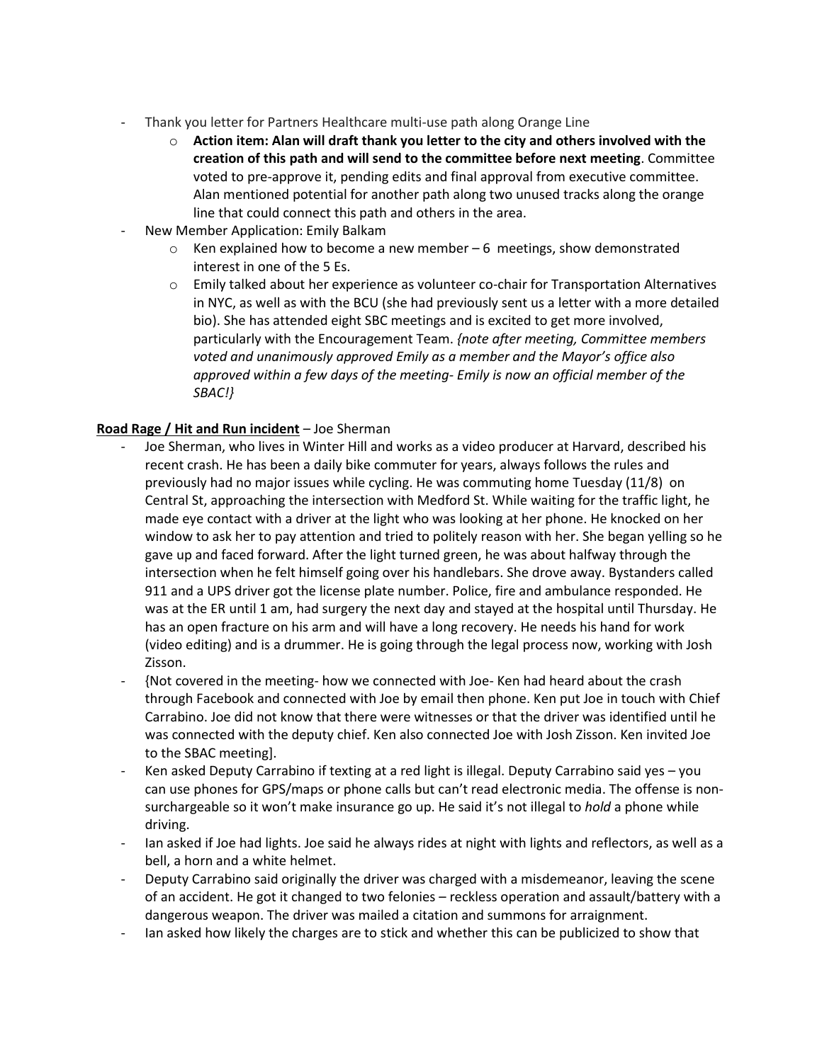- Thank you letter for Partners Healthcare multi-use path along Orange Line
    - **Action item: Alan will draft thank you letter to the city and others involved with the creation of this path and will send to the committee before next meeting**. Committee voted to pre-approve it, pending edits and final approval from executive committee. Alan mentioned potential for another path along two unused tracks along the orange line that could connect this path and others in the area.
- New Member Application: Emily Balkam
    - Ken explained how to become a new member – 6 meetings, show demonstrated interest in one of the 5 Es.
    - Emily talked about her experience as volunteer co-chair for Transportation Alternatives in NYC, as well as with the BCU (she had previously sent us a letter with a more detailed bio). She has attended eight SBC meetings and is excited to get more involved, particularly with the Encouragement Team. *{note after meeting, Committee members voted and unanimously approved Emily as a member and the Mayor's office also approved within a few days of the meeting- Emily is now an official member of the SBAC!}*

**Road Rage / Hit and Run incident** – Joe Sherman

- Joe Sherman, who lives in Winter Hill and works as a video producer at Harvard, described his recent crash. He has been a daily bike commuter for years, always follows the rules and previously had no major issues while cycling. He was commuting home Tuesday (11/8) on Central St, approaching the intersection with Medford St. While waiting for the traffic light, he made eye contact with a driver at the light who was looking at her phone. He knocked on her window to ask her to pay attention and tried to politely reason with her. She began yelling so he gave up and faced forward. After the light turned green, he was about halfway through the intersection when he felt himself going over his handlebars. She drove away. Bystanders called 911 and a UPS driver got the license plate number. Police, fire and ambulance responded. He was at the ER until 1 am, had surgery the next day and stayed at the hospital until Thursday. He has an open fracture on his arm and will have a long recovery. He needs his hand for work (video editing) and is a drummer. He is going through the legal process now, working with Josh Zisson.
- {Not covered in the meeting- how we connected with Joe- Ken had heard about the crash through Facebook and connected with Joe by email then phone. Ken put Joe in touch with Chief Carrabino. Joe did not know that there were witnesses or that the driver was identified until he was connected with the deputy chief. Ken also connected Joe with Josh Zisson. Ken invited Joe to the SBAC meeting].
- Ken asked Deputy Carrabino if texting at a red light is illegal. Deputy Carrabino said yes – you can use phones for GPS/maps or phone calls but can't read electronic media. The offense is non-surchargeable so it won't make insurance go up. He said it's not illegal to *hold* a phone while driving.
- Ian asked if Joe had lights. Joe said he always rides at night with lights and reflectors, as well as a bell, a horn and a white helmet.
- Deputy Carrabino said originally the driver was charged with a misdemeanor, leaving the scene of an accident. He got it changed to two felonies – reckless operation and assault/battery with a dangerous weapon. The driver was mailed a citation and summons for arraignment.
- Ian asked how likely the charges are to stick and whether this can be publicized to show that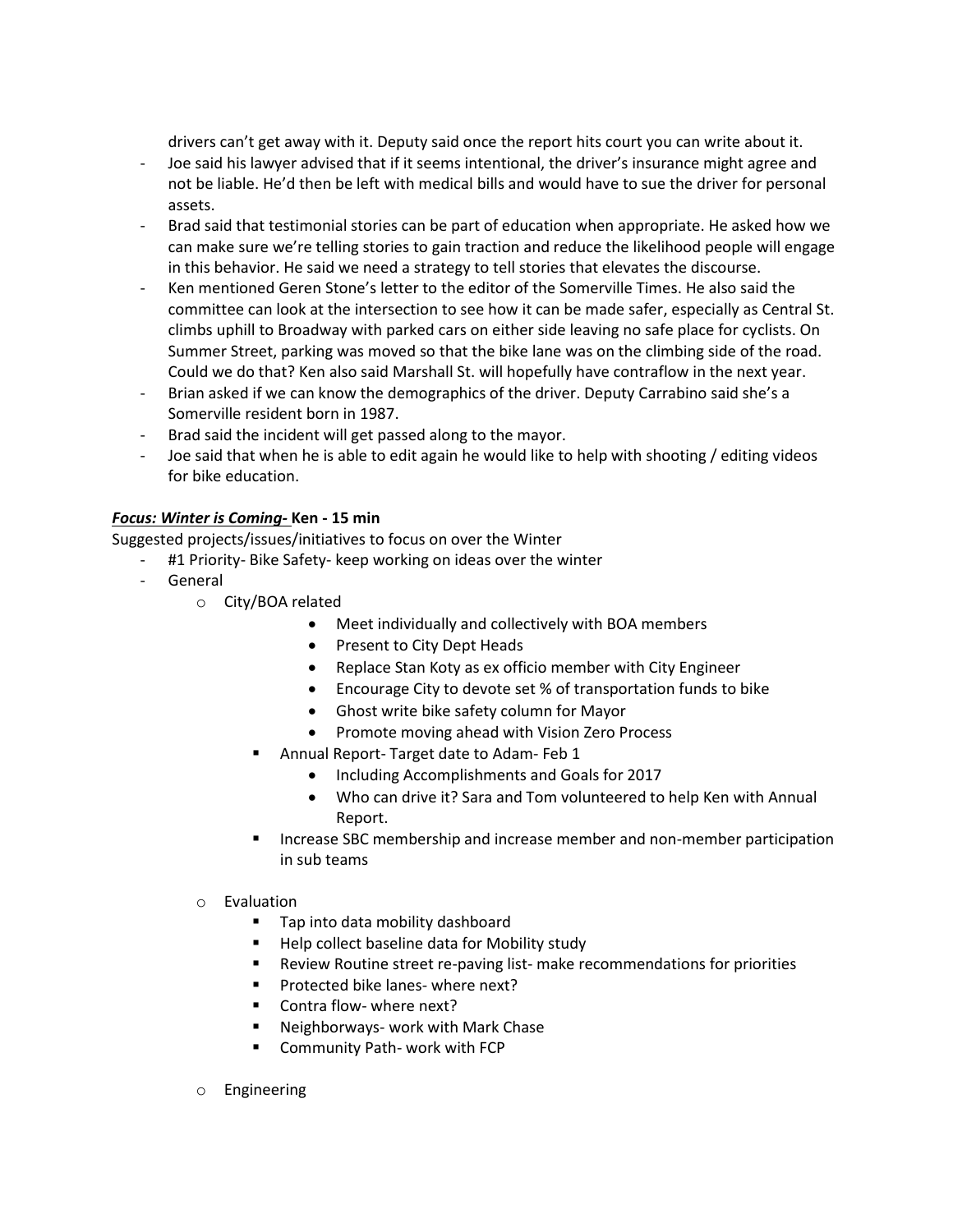drivers can't get away with it. Deputy said once the report hits court you can write about it.

- Joe said his lawyer advised that if it seems intentional, the driver's insurance might agree and not be liable. He'd then be left with medical bills and would have to sue the driver for personal assets.
- Brad said that testimonial stories can be part of education when appropriate. He asked how we can make sure we're telling stories to gain traction and reduce the likelihood people will engage in this behavior. He said we need a strategy to tell stories that elevates the discourse.
- Ken mentioned Geren Stone's letter to the editor of the Somerville Times. He also said the committee can look at the intersection to see how it can be made safer, especially as Central St. climbs uphill to Broadway with parked cars on either side leaving no safe place for cyclists. On Summer Street, parking was moved so that the bike lane was on the climbing side of the road. Could we do that? Ken also said Marshall St. will hopefully have contraflow in the next year.
- Brian asked if we can know the demographics of the driver. Deputy Carrabino said she's a Somerville resident born in 1987.
- Brad said the incident will get passed along to the mayor.
- Joe said that when he is able to edit again he would like to help with shooting / editing videos for bike education.

***Focus: Winter is Coming-*** **Ken - 15 min**

Suggested projects/issues/initiatives to focus on over the Winter

- #1 Priority- Bike Safety- keep working on ideas over the winter
- General
  - City/BOA related
    - Meet individually and collectively with BOA members
    - Present to City Dept Heads
    - Replace Stan Koty as ex officio member with City Engineer
    - Encourage City to devote set % of transportation funds to bike
    - Ghost write bike safety column for Mayor
    - Promote moving ahead with Vision Zero Process
    - Annual Report- Target date to Adam- Feb 1
      - Including Accomplishments and Goals for 2017
      - Who can drive it? Sara and Tom volunteered to help Ken with Annual Report.
    - Increase SBC membership and increase member and non-member participation in sub teams
  - Evaluation
    - Tap into data mobility dashboard
    - Help collect baseline data for Mobility study
    - Review Routine street re-paving list- make recommendations for priorities
    - Protected bike lanes- where next?
    - Contra flow- where next?
    - Neighborways- work with Mark Chase
    - Community Path- work with FCP
  - Engineering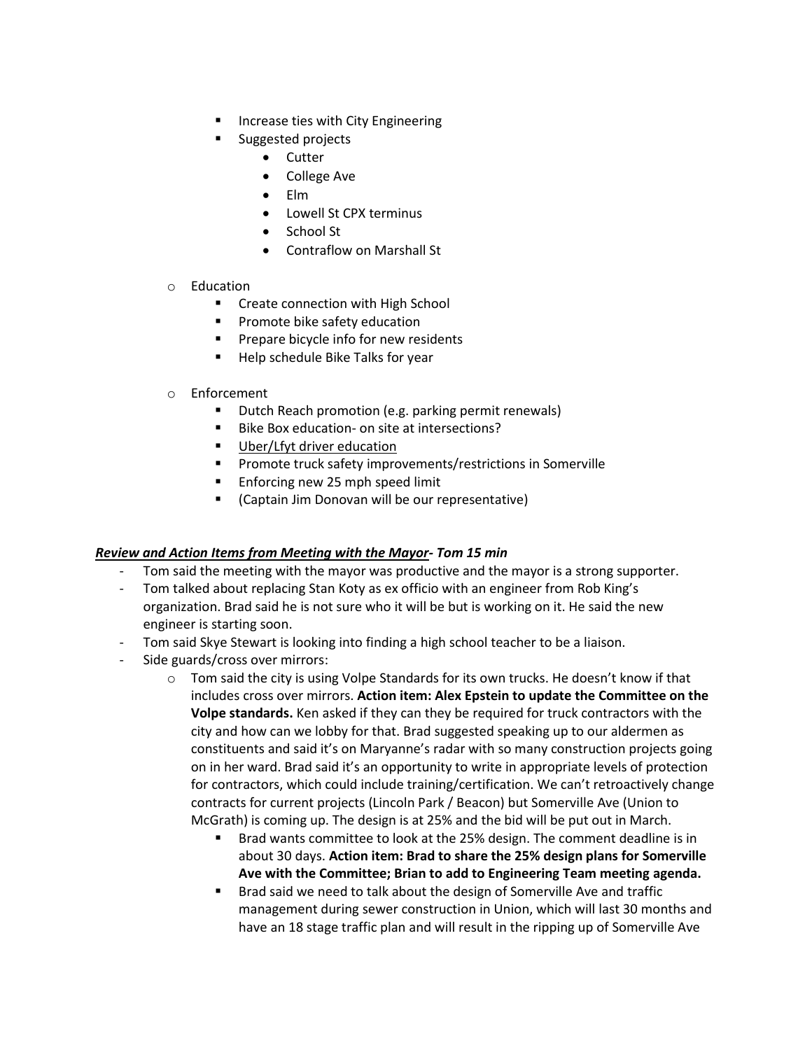- Increase ties with City Engineering
        - Suggested projects
            - Cutter
            - College Ave
            - Elm
            - Lowell St CPX terminus
            - School St
            - Contraflow on Marshall St

    - Education
        - Create connection with High School
        - Promote bike safety education
        - Prepare bicycle info for new residents
        - Help schedule Bike Talks for year

    - Enforcement
        - Dutch Reach promotion (e.g. parking permit renewals)
        - Bike Box education- on site at intersections?
        - Uber/Lfyt driver education
        - Promote truck safety improvements/restrictions in Somerville
        - Enforcing new 25 mph speed limit
        - (Captain Jim Donovan will be our representative)

***Review and Action Items from Meeting with the Mayor- Tom 15 min***

- Tom said the meeting with the mayor was productive and the mayor is a strong supporter.
- Tom talked about replacing Stan Koty as ex officio with an engineer from Rob King's organization. Brad said he is not sure who it will be but is working on it. He said the new engineer is starting soon.
- Tom said Skye Stewart is looking into finding a high school teacher to be a liaison.
- Side guards/cross over mirrors:
    - Tom said the city is using Volpe Standards for its own trucks. He doesn't know if that includes cross over mirrors. **Action item: Alex Epstein to update the Committee on the Volpe standards.** Ken asked if they can they be required for truck contractors with the city and how can we lobby for that. Brad suggested speaking up to our aldermen as constituents and said it's on Maryanne's radar with so many construction projects going on in her ward. Brad said it's an opportunity to write in appropriate levels of protection for contractors, which could include training/certification. We can't retroactively change contracts for current projects (Lincoln Park / Beacon) but Somerville Ave (Union to McGrath) is coming up. The design is at 25% and the bid will be put out in March.
        - Brad wants committee to look at the 25% design. The comment deadline is in about 30 days. **Action item: Brad to share the 25% design plans for Somerville Ave with the Committee; Brian to add to Engineering Team meeting agenda.**
        - Brad said we need to talk about the design of Somerville Ave and traffic management during sewer construction in Union, which will last 30 months and have an 18 stage traffic plan and will result in the ripping up of Somerville Ave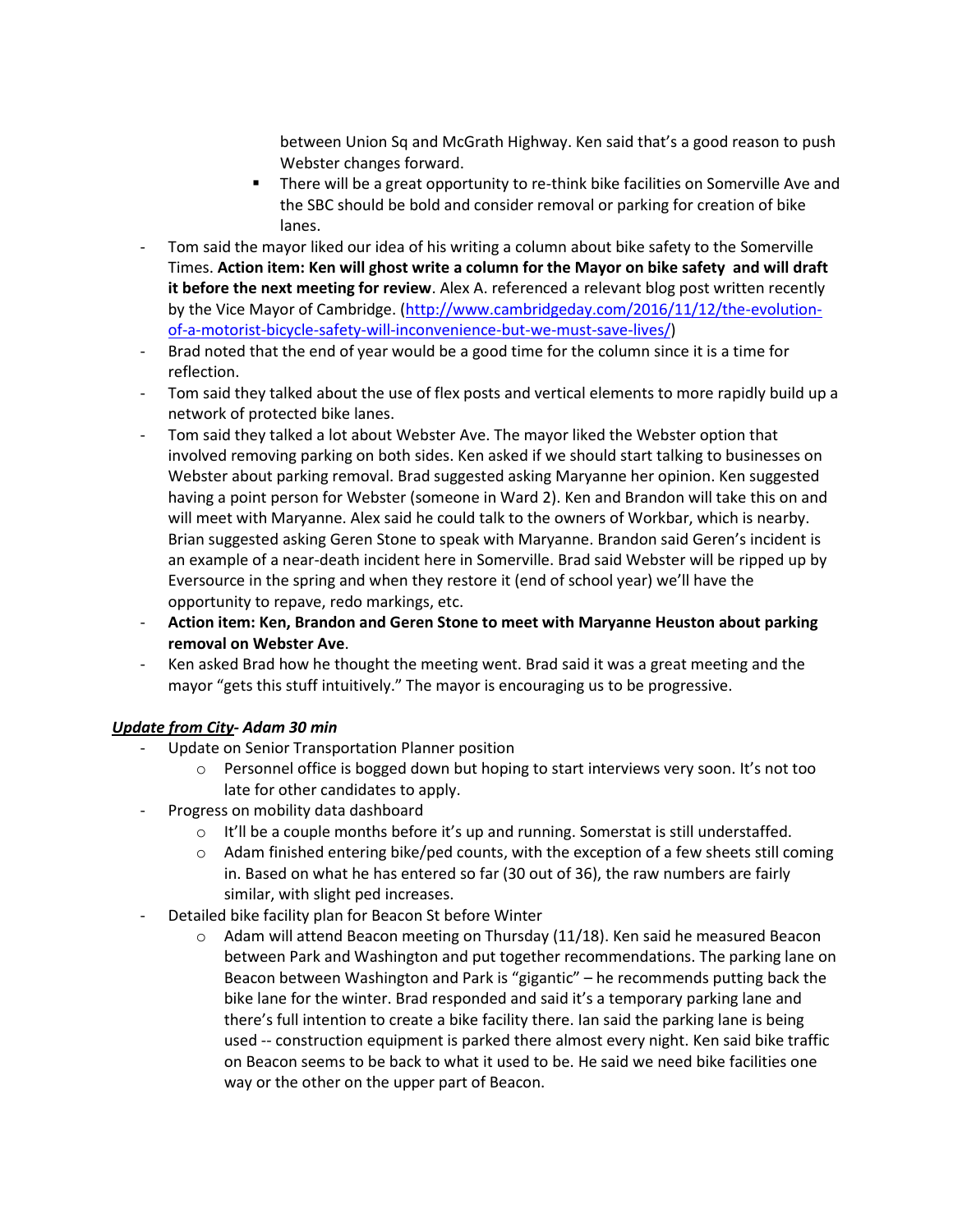between Union Sq and McGrath Highway. Ken said that's a good reason to push Webster changes forward.

    - There will be a great opportunity to re-think bike facilities on Somerville Ave and the SBC should be bold and consider removal or parking for creation of bike lanes.

- Tom said the mayor liked our idea of his writing a column about bike safety to the Somerville Times. **Action item: Ken will ghost write a column for the Mayor on bike safety and will draft it before the next meeting for review**. Alex A. referenced a relevant blog post written recently by the Vice Mayor of Cambridge. ([http://www.cambridgeday.com/2016/11/12/the-evolution-of-a-motorist-bicycle-safety-will-inconvenience-but-we-must-save-lives/](http://www.cambridgeday.com/2016/11/12/the-evolution-of-a-motorist-bicycle-safety-will-inconvenience-but-we-must-save-lives/))
- Brad noted that the end of year would be a good time for the column since it is a time for reflection.
- Tom said they talked about the use of flex posts and vertical elements to more rapidly build up a network of protected bike lanes.
- Tom said they talked a lot about Webster Ave. The mayor liked the Webster option that involved removing parking on both sides. Ken asked if we should start talking to businesses on Webster about parking removal. Brad suggested asking Maryanne her opinion. Ken suggested having a point person for Webster (someone in Ward 2). Ken and Brandon will take this on and will meet with Maryanne. Alex said he could talk to the owners of Workbar, which is nearby. Brian suggested asking Geren Stone to speak with Maryanne. Brandon said Geren's incident is an example of a near-death incident here in Somerville. Brad said Webster will be ripped up by Eversource in the spring and when they restore it (end of school year) we'll have the opportunity to repave, redo markings, etc.
- **Action item: Ken, Brandon and Geren Stone to meet with Maryanne Heuston about parking removal on Webster Ave**.
- Ken asked Brad how he thought the meeting went. Brad said it was a great meeting and the mayor "gets this stuff intuitively." The mayor is encouraging us to be progressive.

***Update from City- Adam 30 min***

- Update on Senior Transportation Planner position
    - Personnel office is bogged down but hoping to start interviews very soon. It's not too late for other candidates to apply.
- Progress on mobility data dashboard
    - It'll be a couple months before it's up and running. Somerstat is still understaffed.
    - Adam finished entering bike/ped counts, with the exception of a few sheets still coming in. Based on what he has entered so far (30 out of 36), the raw numbers are fairly similar, with slight ped increases.
- Detailed bike facility plan for Beacon St before Winter
    - Adam will attend Beacon meeting on Thursday (11/18). Ken said he measured Beacon between Park and Washington and put together recommendations. The parking lane on Beacon between Washington and Park is "gigantic" – he recommends putting back the bike lane for the winter. Brad responded and said it's a temporary parking lane and there's full intention to create a bike facility there. Ian said the parking lane is being used -- construction equipment is parked there almost every night. Ken said bike traffic on Beacon seems to be back to what it used to be. He said we need bike facilities one way or the other on the upper part of Beacon.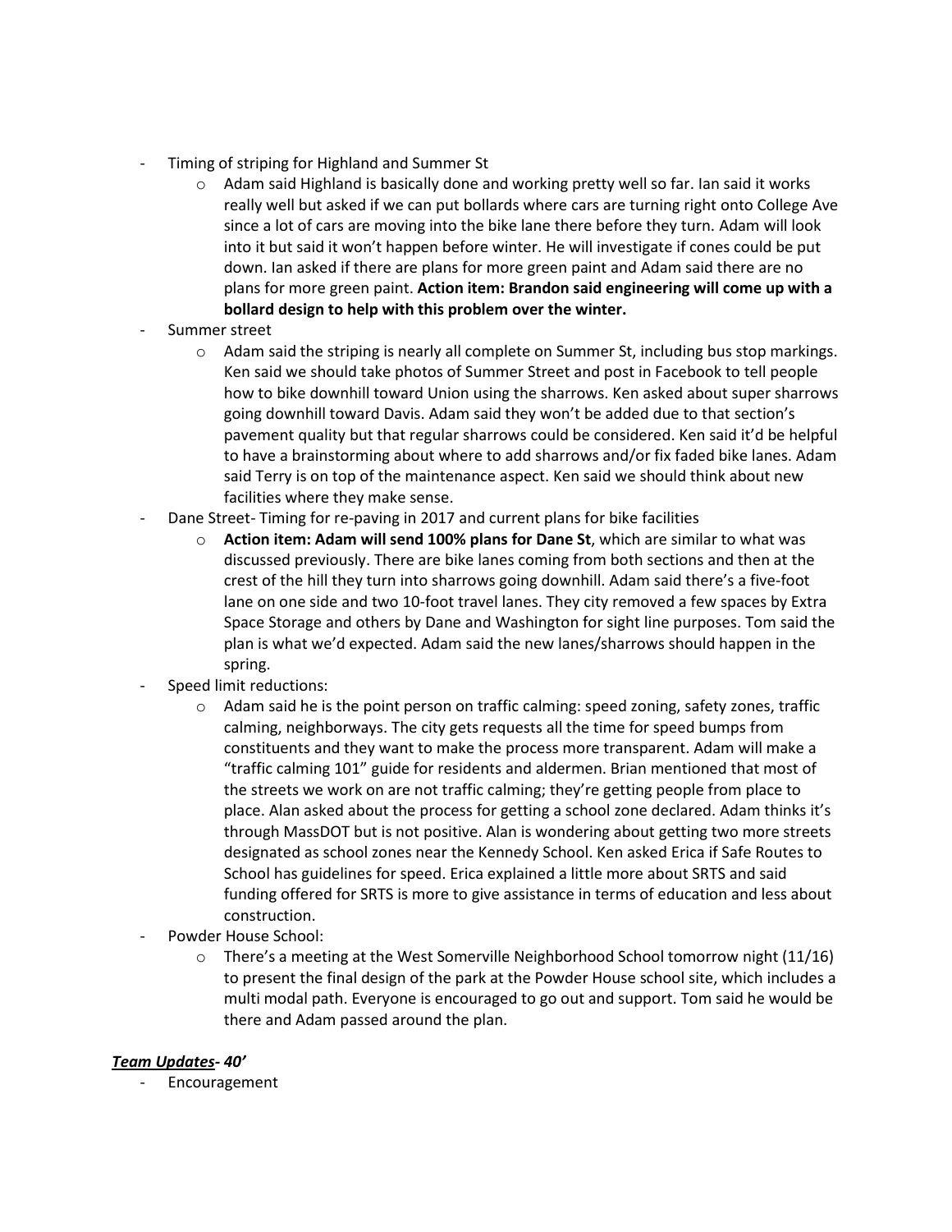- Timing of striping for Highland and Summer St
    - Adam said Highland is basically done and working pretty well so far. Ian said it works really well but asked if we can put bollards where cars are turning right onto College Ave since a lot of cars are moving into the bike lane there before they turn. Adam will look into it but said it won't happen before winter. He will investigate if cones could be put down. Ian asked if there are plans for more green paint and Adam said there are no plans for more green paint. **Action item: Brandon said engineering will come up with a bollard design to help with this problem over the winter.**
- Summer street
    - Adam said the striping is nearly all complete on Summer St, including bus stop markings. Ken said we should take photos of Summer Street and post in Facebook to tell people how to bike downhill toward Union using the sharrows. Ken asked about super sharrows going downhill toward Davis. Adam said they won't be added due to that section's pavement quality but that regular sharrows could be considered. Ken said it'd be helpful to have a brainstorming about where to add sharrows and/or fix faded bike lanes. Adam said Terry is on top of the maintenance aspect. Ken said we should think about new facilities where they make sense.
- Dane Street- Timing for re-paving in 2017 and current plans for bike facilities
    - **Action item: Adam will send 100% plans for Dane St**, which are similar to what was discussed previously. There are bike lanes coming from both sections and then at the crest of the hill they turn into sharrows going downhill. Adam said there's a five-foot lane on one side and two 10-foot travel lanes. They city removed a few spaces by Extra Space Storage and others by Dane and Washington for sight line purposes. Tom said the plan is what we'd expected. Adam said the new lanes/sharrows should happen in the spring.
- Speed limit reductions:
    - Adam said he is the point person on traffic calming: speed zoning, safety zones, traffic calming, neighborways. The city gets requests all the time for speed bumps from constituents and they want to make the process more transparent. Adam will make a "traffic calming 101" guide for residents and aldermen. Brian mentioned that most of the streets we work on are not traffic calming; they're getting people from place to place. Alan asked about the process for getting a school zone declared. Adam thinks it's through MassDOT but is not positive. Alan is wondering about getting two more streets designated as school zones near the Kennedy School. Ken asked Erica if Safe Routes to School has guidelines for speed. Erica explained a little more about SRTS and said funding offered for SRTS is more to give assistance in terms of education and less about construction.
- Powder House School:
    - There's a meeting at the West Somerville Neighborhood School tomorrow night (11/16) to present the final design of the park at the Powder House school site, which includes a multi modal path. Everyone is encouraged to go out and support. Tom said he would be there and Adam passed around the plan.

***Team Updates- 40'***

- Encouragement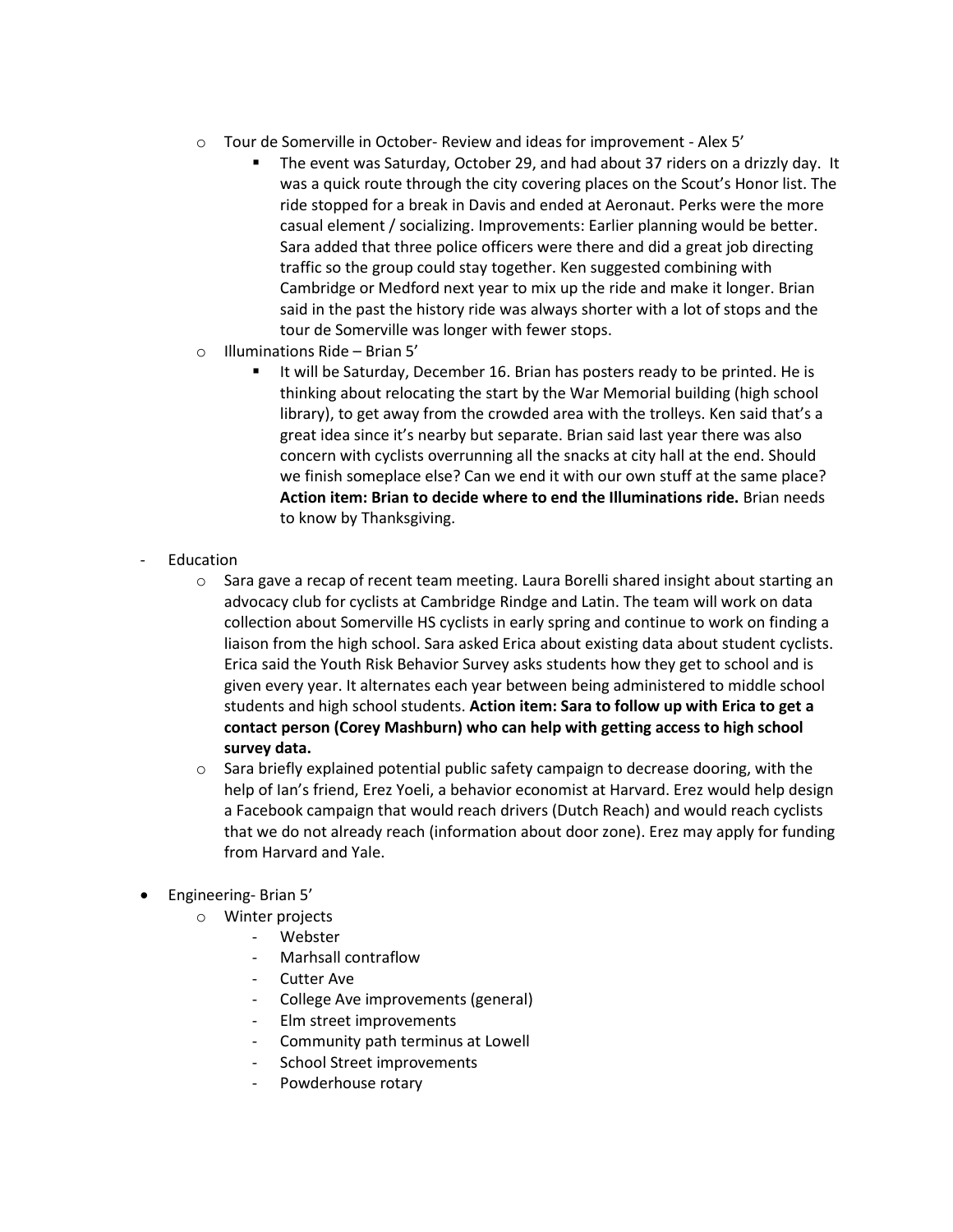- Tour de Somerville in October- Review and ideas for improvement - Alex 5'
  - The event was Saturday, October 29, and had about 37 riders on a drizzly day. It was a quick route through the city covering places on the Scout's Honor list. The ride stopped for a break in Davis and ended at Aeronaut. Perks were the more casual element / socializing. Improvements: Earlier planning would be better. Sara added that three police officers were there and did a great job directing traffic so the group could stay together. Ken suggested combining with Cambridge or Medford next year to mix up the ride and make it longer. Brian said in the past the history ride was always shorter with a lot of stops and the tour de Somerville was longer with fewer stops.
- Illuminations Ride – Brian 5'
  - It will be Saturday, December 16. Brian has posters ready to be printed. He is thinking about relocating the start by the War Memorial building (high school library), to get away from the crowded area with the trolleys. Ken said that's a great idea since it's nearby but separate. Brian said last year there was also concern with cyclists overrunning all the snacks at city hall at the end. Should we finish someplace else? Can we end it with our own stuff at the same place? **Action item: Brian to decide where to end the Illuminations ride.** Brian needs to know by Thanksgiving.

- Education
  - Sara gave a recap of recent team meeting. Laura Borelli shared insight about starting an advocacy club for cyclists at Cambridge Rindge and Latin. The team will work on data collection about Somerville HS cyclists in early spring and continue to work on finding a liaison from the high school. Sara asked Erica about existing data about student cyclists. Erica said the Youth Risk Behavior Survey asks students how they get to school and is given every year. It alternates each year between being administered to middle school students and high school students. **Action item: Sara to follow up with Erica to get a contact person (Corey Mashburn) who can help with getting access to high school survey data.**
  - Sara briefly explained potential public safety campaign to decrease dooring, with the help of Ian's friend, Erez Yoeli, a behavior economist at Harvard. Erez would help design a Facebook campaign that would reach drivers (Dutch Reach) and would reach cyclists that we do not already reach (information about door zone). Erez may apply for funding from Harvard and Yale.

- Engineering- Brian 5'
  - Winter projects
    - Webster
    - Marhsall contraflow
    - Cutter Ave
    - College Ave improvements (general)
    - Elm street improvements
    - Community path terminus at Lowell
    - School Street improvements
    - Powderhouse rotary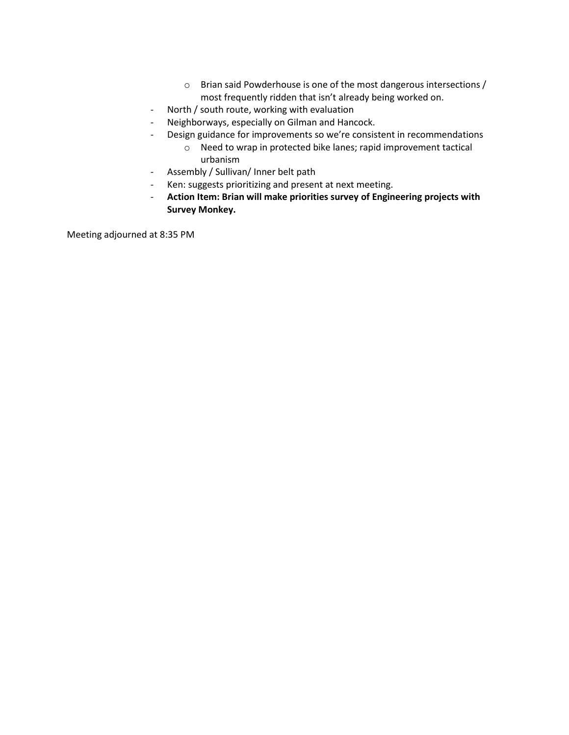- Brian said Powderhouse is one of the most dangerous intersections / most frequently ridden that isn't already being worked on.
- North / south route, working with evaluation
- Neighborways, especially on Gilman and Hancock.
- Design guidance for improvements so we're consistent in recommendations
    - Need to wrap in protected bike lanes; rapid improvement tactical urbanism
- Assembly / Sullivan/ Inner belt path
- Ken: suggests prioritizing and present at next meeting.
- **Action Item: Brian will make priorities survey of Engineering projects with Survey Monkey.**

Meeting adjourned at 8:35 PM